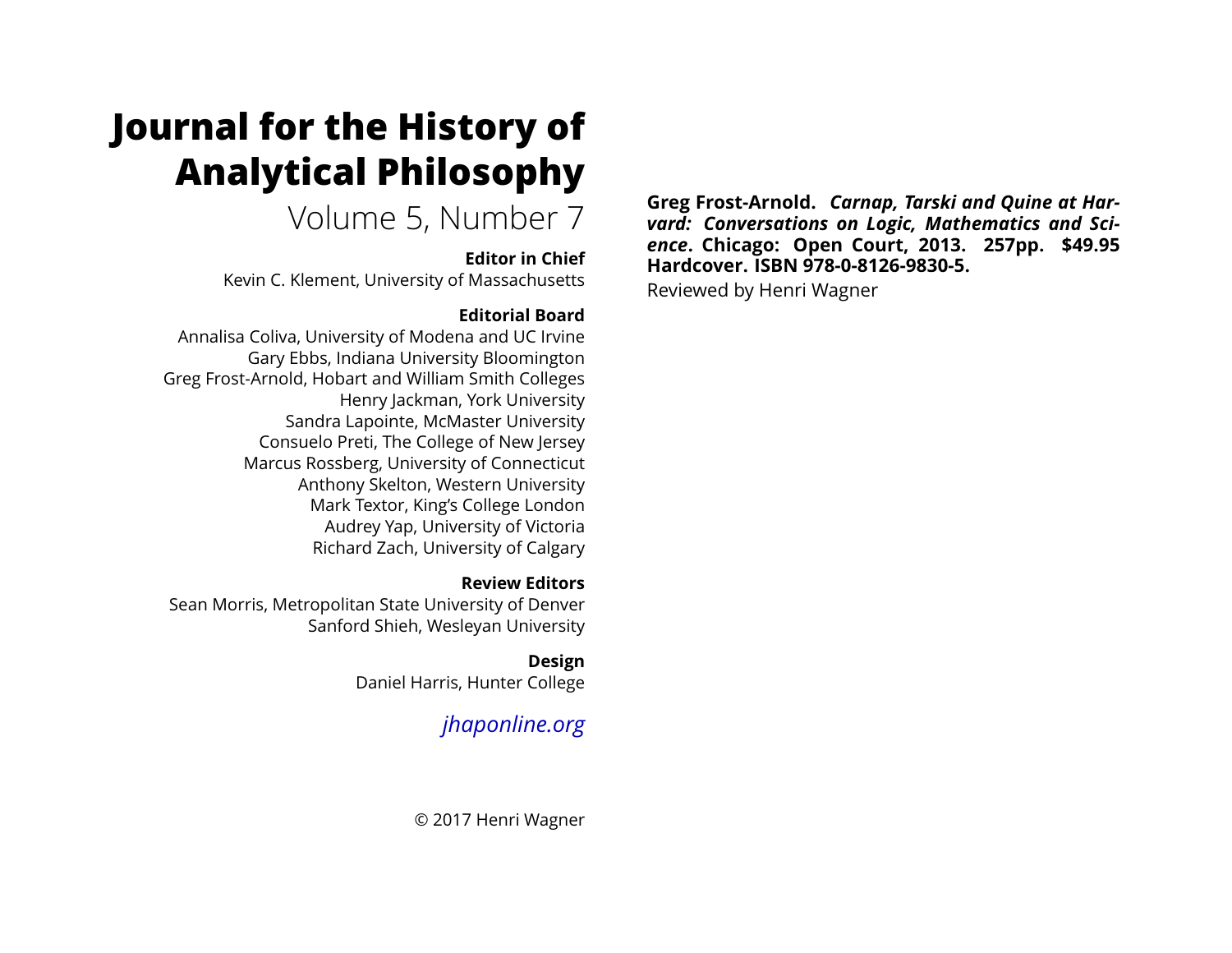# Journal for the History of Analytical Philosophy

Volume 5, Number 7

**Editor in Chief**

Kevin C. Klement, University of Massachusetts

**Editorial Board**

Annalisa Coliva, University of Modena and UC Irvine
Gary Ebbs, Indiana University Bloomington
Greg Frost-Arnold, Hobart and William Smith Colleges
Henry Jackman, York University
Sandra Lapointe, McMaster University
Consuelo Preti, The College of New Jersey
Marcus Rossberg, University of Connecticut
Anthony Skelton, Western University
Mark Textor, King's College London
Audrey Yap, University of Victoria
Richard Zach, University of Calgary

**Review Editors**

Sean Morris, Metropolitan State University of Denver
Sanford Shieh, Wesleyan University

**Design**

Daniel Harris, Hunter College

*jhaponline.org*

© 2017 Henri Wagner

**Greg Frost-Arnold. *Carnap, Tarski and Quine at Harvard: Conversations on Logic, Mathematics and Science*. Chicago: Open Court, 2013. 257pp. $49.95 Hardcover. ISBN 978-0-8126-9830-5.**

Reviewed by Henri Wagner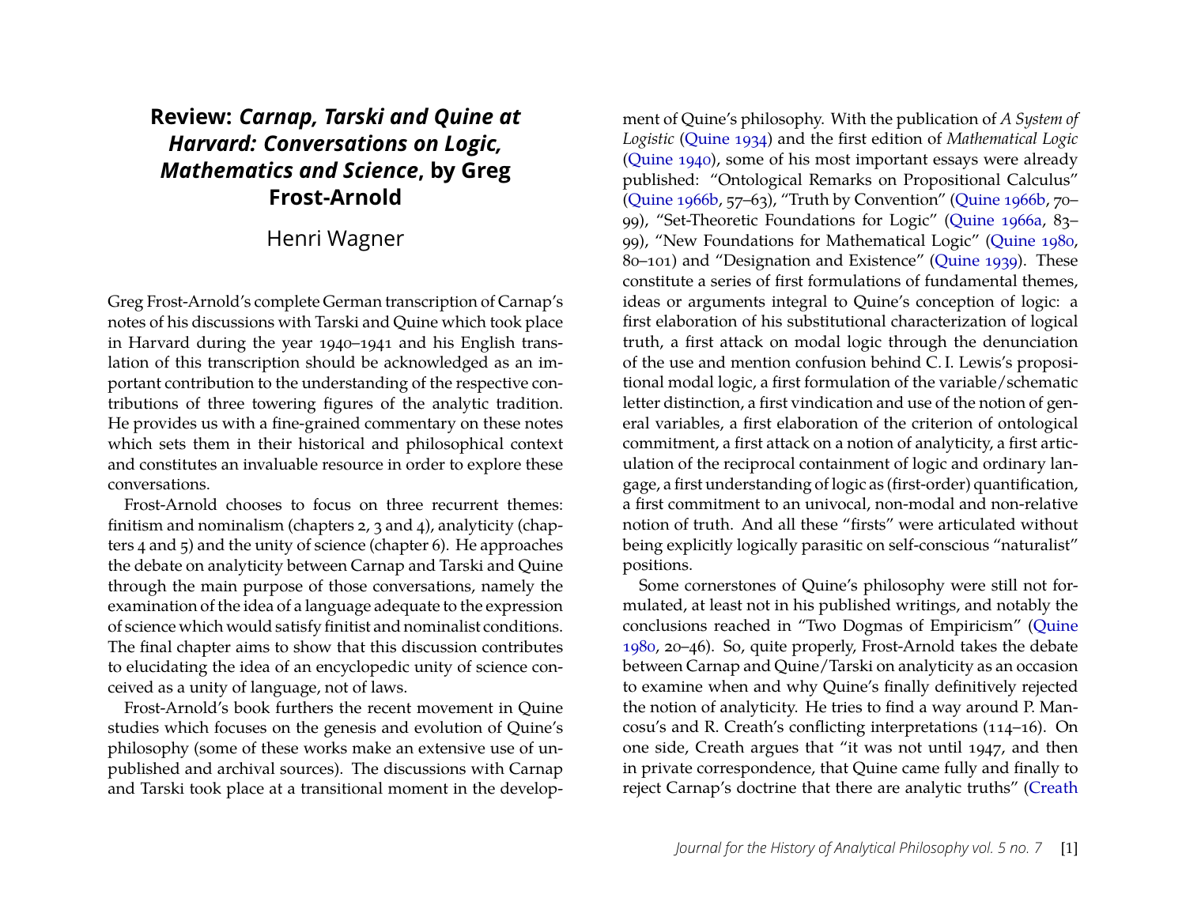# Review: *Carnap, Tarski and Quine at Harvard: Conversations on Logic, Mathematics and Science*, by Greg Frost-Arnold

Henri Wagner

Greg Frost-Arnold's complete German transcription of Carnap's notes of his discussions with Tarski and Quine which took place in Harvard during the year 1940–1941 and his English translation of this transcription should be acknowledged as an important contribution to the understanding of the respective contributions of three towering figures of the analytic tradition. He provides us with a fine-grained commentary on these notes which sets them in their historical and philosophical context and constitutes an invaluable resource in order to explore these conversations.

Frost-Arnold chooses to focus on three recurrent themes: finitism and nominalism (chapters 2, 3 and 4), analyticity (chapters 4 and 5) and the unity of science (chapter 6). He approaches the debate on analyticity between Carnap and Tarski and Quine through the main purpose of those conversations, namely the examination of the idea of a language adequate to the expression of science which would satisfy finitist and nominalist conditions. The final chapter aims to show that this discussion contributes to elucidating the idea of an encyclopedic unity of science conceived as a unity of language, not of laws.

Frost-Arnold's book furthers the recent movement in Quine studies which focuses on the genesis and evolution of Quine's philosophy (some of these works make an extensive use of unpublished and archival sources). The discussions with Carnap and Tarski took place at a transitional moment in the development of Quine's philosophy. With the publication of *A System of Logistic* (Quine 1934) and the first edition of *Mathematical Logic* (Quine 1940), some of his most important essays were already published: "Ontological Remarks on Propositional Calculus" (Quine 1966b, 57–63), "Truth by Convention" (Quine 1966b, 70–99), "Set-Theoretic Foundations for Logic" (Quine 1966a, 83–99), "New Foundations for Mathematical Logic" (Quine 1980, 80–101) and "Designation and Existence" (Quine 1939). These constitute a series of first formulations of fundamental themes, ideas or arguments integral to Quine's conception of logic: a first elaboration of his substitutional characterization of logical truth, a first attack on modal logic through the denunciation of the use and mention confusion behind C. I. Lewis's propositional modal logic, a first formulation of the variable/schematic letter distinction, a first vindication and use of the notion of general variables, a first elaboration of the criterion of ontological commitment, a first attack on a notion of analyticity, a first articulation of the reciprocal containment of logic and ordinary langage, a first understanding of logic as (first-order) quantification, a first commitment to an univocal, non-modal and non-relative notion of truth. And all these "firsts" were articulated without being explicitly logically parasitic on self-conscious "naturalist" positions.

Some cornerstones of Quine's philosophy were still not formulated, at least not in his published writings, and notably the conclusions reached in "Two Dogmas of Empiricism" (Quine 1980, 20–46). So, quite properly, Frost-Arnold takes the debate between Carnap and Quine/Tarski on analyticity as an occasion to examine when and why Quine's finally definitively rejected the notion of analyticity. He tries to find a way around P. Mancosu's and R. Creath's conflicting interpretations (114–16). On one side, Creath argues that "it was not until 1947, and then in private correspondence, that Quine came fully and finally to reject Carnap's doctrine that there are analytic truths" (Creath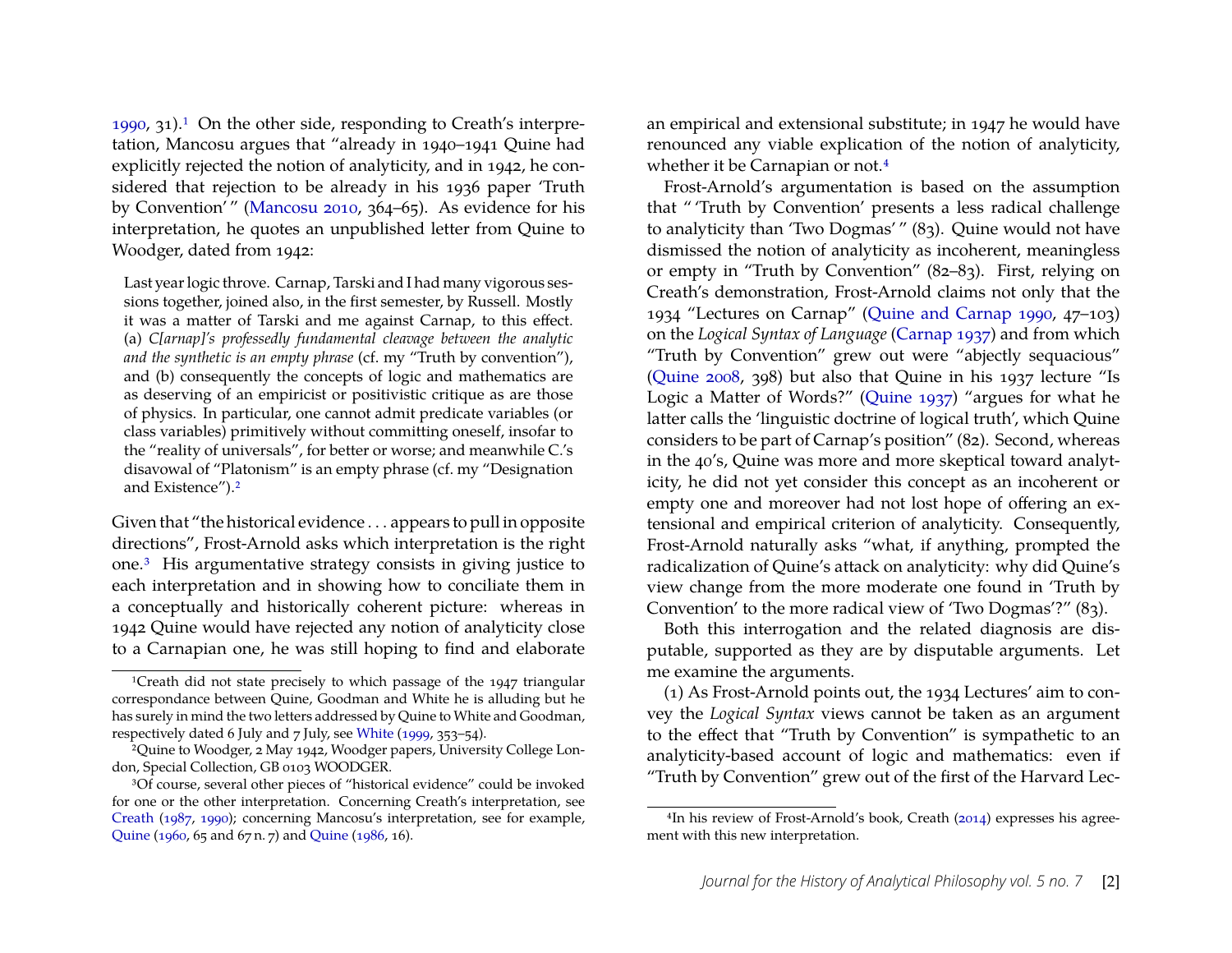1990, 31).[1] On the other side, responding to Creath's interpretation, Mancosu argues that "already in 1940–1941 Quine had explicitly rejected the notion of analyticity, and in 1942, he considered that rejection to be already in his 1936 paper 'Truth by Convention' " (Mancosu 2010, 364–65). As evidence for his interpretation, he quotes an unpublished letter from Quine to Woodger, dated from 1942:

> Last year logic throve. Carnap, Tarski and I had many vigorous sessions together, joined also, in the first semester, by Russell. Mostly it was a matter of Tarski and me against Carnap, to this effect. (a) *C[arnap]'s professedly fundamental cleavage between the analytic and the synthetic is an empty phrase* (cf. my "Truth by convention"), and (b) consequently the concepts of logic and mathematics are as deserving of an empiricist or positivistic critique as are those of physics. In particular, one cannot admit predicate variables (or class variables) primitively without committing oneself, insofar to the "reality of universals", for better or worse; and meanwhile C.'s disavowal of "Platonism" is an empty phrase (cf. my "Designation and Existence").[2]

Given that "the historical evidence . . . appears to pull in opposite directions", Frost-Arnold asks which interpretation is the right one.[3] His argumentative strategy consists in giving justice to each interpretation and in showing how to conciliate them in a conceptually and historically coherent picture: whereas in 1942 Quine would have rejected any notion of analyticity close to a Carnapian one, he was still hoping to find and elaborate an empirical and extensional substitute; in 1947 he would have renounced any viable explication of the notion of analyticity, whether it be Carnapian or not.[4]

Frost-Arnold's argumentation is based on the assumption that " 'Truth by Convention' presents a less radical challenge to analyticity than 'Two Dogmas' " (83). Quine would not have dismissed the notion of analyticity as incoherent, meaningless or empty in "Truth by Convention" (82–83). First, relying on Creath's demonstration, Frost-Arnold claims not only that the 1934 "Lectures on Carnap" (Quine and Carnap 1990, 47–103) on the *Logical Syntax of Language* (Carnap 1937) and from which "Truth by Convention" grew out were "abjectly sequacious" (Quine 2008, 398) but also that Quine in his 1937 lecture "Is Logic a Matter of Words?" (Quine 1937) "argues for what he latter calls the 'linguistic doctrine of logical truth', which Quine considers to be part of Carnap's position" (82). Second, whereas in the 40's, Quine was more and more skeptical toward analyticity, he did not yet consider this concept as an incoherent or empty one and moreover had not lost hope of offering an extensional and empirical criterion of analyticity. Consequently, Frost-Arnold naturally asks "what, if anything, prompted the radicalization of Quine's attack on analyticity: why did Quine's view change from the more moderate one found in 'Truth by Convention' to the more radical view of 'Two Dogmas'?" (83).

Both this interrogation and the related diagnosis are disputable, supported as they are by disputable arguments. Let me examine the arguments.

(1) As Frost-Arnold points out, the 1934 Lectures' aim to convey the *Logical Syntax* views cannot be taken as an argument to the effect that "Truth by Convention" is sympathetic to an analyticity-based account of logic and mathematics: even if "Truth by Convention" grew out of the first of the Harvard Lec-

---

[1] Creath did not state precisely to which passage of the 1947 triangular correspondance between Quine, Goodman and White he is alluding but he has surely in mind the two letters addressed by Quine to White and Goodman, respectively dated 6 July and 7 July, see White (1999, 353–54).

[2] Quine to Woodger, 2 May 1942, Woodger papers, University College London, Special Collection, GB 0103 WOODGER.

[3] Of course, several other pieces of "historical evidence" could be invoked for one or the other interpretation. Concerning Creath's interpretation, see Creath (1987, 1990); concerning Mancosu's interpretation, see for example, Quine (1960, 65 and 67 n. 7) and Quine (1986, 16).

[4] In his review of Frost-Arnold's book, Creath (2014) expresses his agreement with this new interpretation.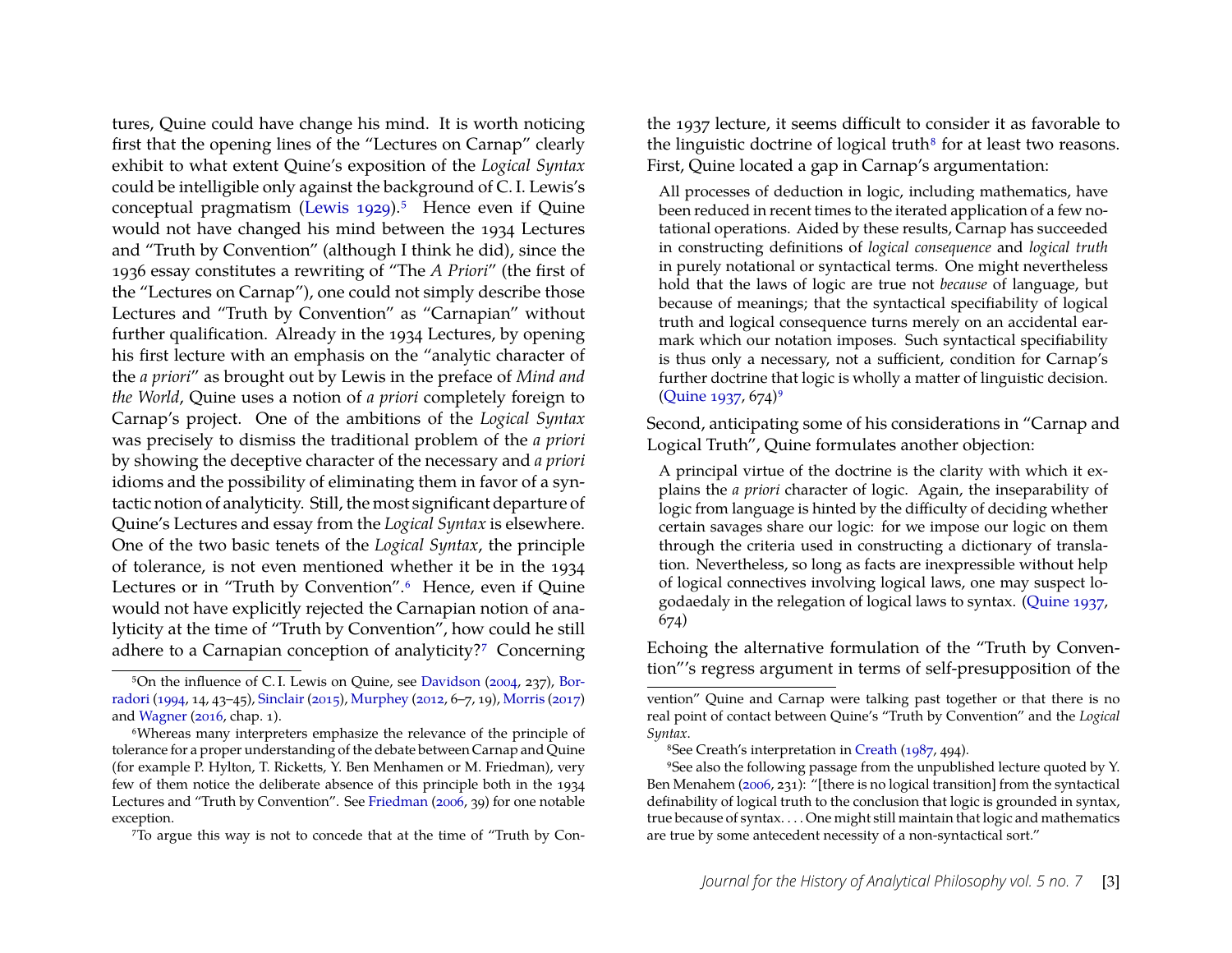tures, Quine could have change his mind. It is worth noticing first that the opening lines of the "Lectures on Carnap" clearly exhibit to what extent Quine's exposition of the *Logical Syntax* could be intelligible only against the background of C. I. Lewis's conceptual pragmatism (Lewis 1929).[5] Hence even if Quine would not have changed his mind between the 1934 Lectures and "Truth by Convention" (although I think he did), since the 1936 essay constitutes a rewriting of "The *A Priori*" (the first of the "Lectures on Carnap"), one could not simply describe those Lectures and "Truth by Convention" as "Carnapian" without further qualification. Already in the 1934 Lectures, by opening his first lecture with an emphasis on the "analytic character of the *a priori*" as brought out by Lewis in the preface of *Mind and the World*, Quine uses a notion of *a priori* completely foreign to Carnap's project. One of the ambitions of the *Logical Syntax* was precisely to dismiss the traditional problem of the *a priori* by showing the deceptive character of the necessary and *a priori* idioms and the possibility of eliminating them in favor of a syntactic notion of analyticity. Still, the most significant departure of Quine's Lectures and essay from the *Logical Syntax* is elsewhere. One of the two basic tenets of the *Logical Syntax*, the principle of tolerance, is not even mentioned whether it be in the 1934 Lectures or in "Truth by Convention".[6] Hence, even if Quine would not have explicitly rejected the Carnapian notion of analyticity at the time of "Truth by Convention", how could he still adhere to a Carnapian conception of analyticity?[7] Concerning the 1937 lecture, it seems difficult to consider it as favorable to the linguistic doctrine of logical truth[8] for at least two reasons. First, Quine located a gap in Carnap's argumentation:

> All processes of deduction in logic, including mathematics, have been reduced in recent times to the iterated application of a few notational operations. Aided by these results, Carnap has succeeded in constructing definitions of *logical consequence* and *logical truth* in purely notational or syntactical terms. One might nevertheless hold that the laws of logic are true not *because* of language, but because of meanings; that the syntactical specifiability of logical truth and logical consequence turns merely on an accidental earmark which our notation imposes. Such syntactical specifiability is thus only a necessary, not a sufficient, condition for Carnap's further doctrine that logic is wholly a matter of linguistic decision. (Quine 1937, 674)[9]

Second, anticipating some of his considerations in "Carnap and Logical Truth", Quine formulates another objection:

> A principal virtue of the doctrine is the clarity with which it explains the *a priori* character of logic. Again, the inseparability of logic from language is hinted by the difficulty of deciding whether certain savages share our logic: for we impose our logic on them through the criteria used in constructing a dictionary of translation. Nevertheless, so long as facts are inexpressible without help of logical connectives involving logical laws, one may suspect logodaedaly in the relegation of logical laws to syntax. (Quine 1937, 674)

Echoing the alternative formulation of the "Truth by Convention"'s regress argument in terms of self-presupposition of the

---

[5] On the influence of C. I. Lewis on Quine, see Davidson (2004, 237), Borradori (1994, 14, 43–45), Sinclair (2015), Murphey (2012, 6–7, 19), Morris (2017) and Wagner (2016, chap. 1).

[6] Whereas many interpreters emphasize the relevance of the principle of tolerance for a proper understanding of the debate between Carnap and Quine (for example P. Hylton, T. Ricketts, Y. Ben Menhamen or M. Friedman), very few of them notice the deliberate absence of this principle both in the 1934 Lectures and "Truth by Convention". See Friedman (2006, 39) for one notable exception.

[7] To argue this way is not to concede that at the time of "Truth by Convention" Quine and Carnap were talking past together or that there is no real point of contact between Quine's "Truth by Convention" and the *Logical Syntax*.

[8] See Creath's interpretation in Creath (1987, 494).

[9] See also the following passage from the unpublished lecture quoted by Y. Ben Menahem (2006, 231): "[there is no logical transition] from the syntactical definability of logical truth to the conclusion that logic is grounded in syntax, true because of syntax. . . . One might still maintain that logic and mathematics are true by some antecedent necessity of a non-syntactical sort."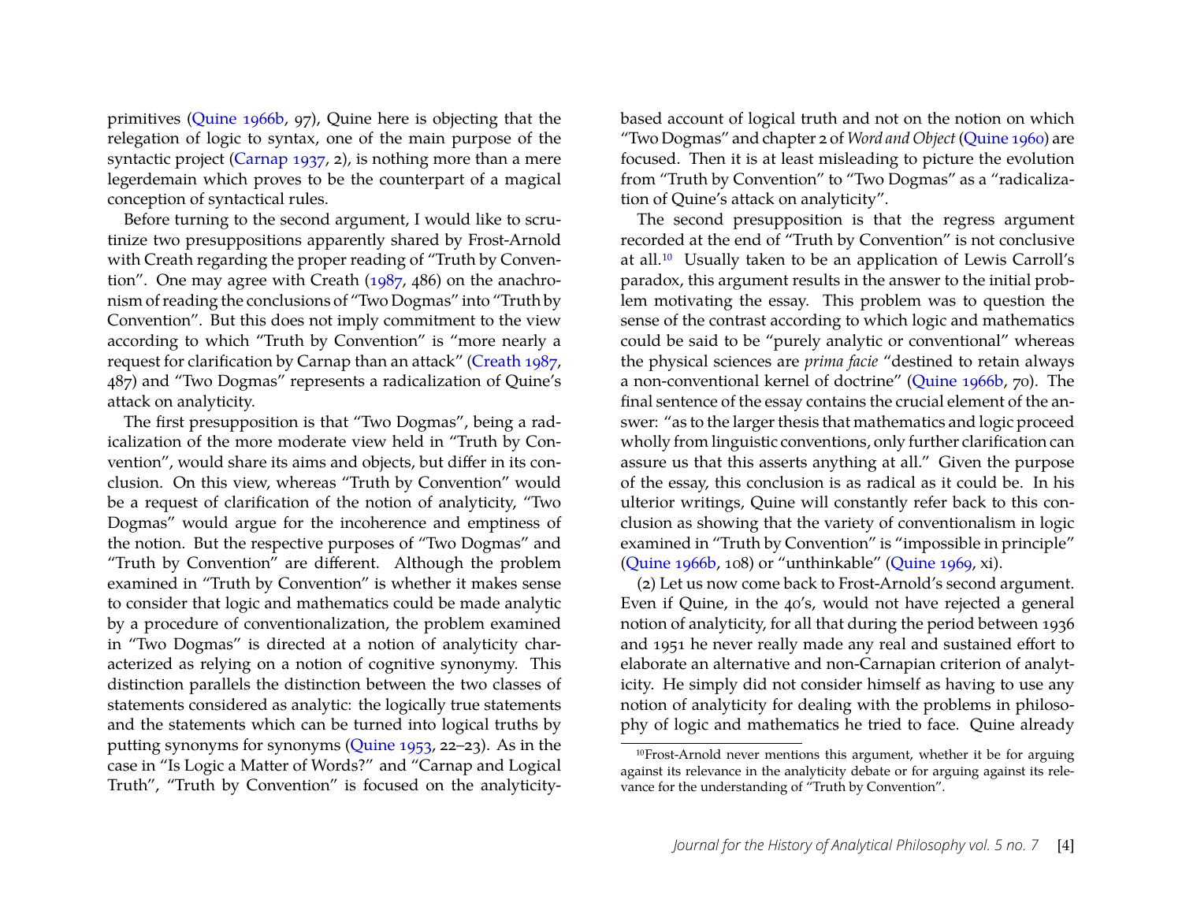primitives (Quine 1966b, 97), Quine here is objecting that the relegation of logic to syntax, one of the main purpose of the syntactic project (Carnap 1937, 2), is nothing more than a mere legerdemain which proves to be the counterpart of a magical conception of syntactical rules.

Before turning to the second argument, I would like to scrutinize two presuppositions apparently shared by Frost-Arnold with Creath regarding the proper reading of "Truth by Convention". One may agree with Creath (1987, 486) on the anachronism of reading the conclusions of "Two Dogmas" into "Truth by Convention". But this does not imply commitment to the view according to which "Truth by Convention" is "more nearly a request for clarification by Carnap than an attack" (Creath 1987, 487) and "Two Dogmas" represents a radicalization of Quine's attack on analyticity.

The first presupposition is that "Two Dogmas", being a radicalization of the more moderate view held in "Truth by Convention", would share its aims and objects, but differ in its conclusion. On this view, whereas "Truth by Convention" would be a request of clarification of the notion of analyticity, "Two Dogmas" would argue for the incoherence and emptiness of the notion. But the respective purposes of "Two Dogmas" and "Truth by Convention" are different. Although the problem examined in "Truth by Convention" is whether it makes sense to consider that logic and mathematics could be made analytic by a procedure of conventionalization, the problem examined in "Two Dogmas" is directed at a notion of analyticity characterized as relying on a notion of cognitive synonymy. This distinction parallels the distinction between the two classes of statements considered as analytic: the logically true statements and the statements which can be turned into logical truths by putting synonyms for synonyms (Quine 1953, 22–23). As in the case in "Is Logic a Matter of Words?" and "Carnap and Logical Truth", "Truth by Convention" is focused on the analyticity-based account of logical truth and not on the notion on which "Two Dogmas" and chapter 2 of *Word and Object* (Quine 1960) are focused. Then it is at least misleading to picture the evolution from "Truth by Convention" to "Two Dogmas" as a "radicalization of Quine's attack on analyticity".

The second presupposition is that the regress argument recorded at the end of "Truth by Convention" is not conclusive at all.[10] Usually taken to be an application of Lewis Carroll's paradox, this argument results in the answer to the initial problem motivating the essay. This problem was to question the sense of the contrast according to which logic and mathematics could be said to be "purely analytic or conventional" whereas the physical sciences are *prima facie* "destined to retain always a non-conventional kernel of doctrine" (Quine 1966b, 70). The final sentence of the essay contains the crucial element of the answer: "as to the larger thesis that mathematics and logic proceed wholly from linguistic conventions, only further clarification can assure us that this asserts anything at all." Given the purpose of the essay, this conclusion is as radical as it could be. In his ulterior writings, Quine will constantly refer back to this conclusion as showing that the variety of conventionalism in logic examined in "Truth by Convention" is "impossible in principle" (Quine 1966b, 108) or "unthinkable" (Quine 1969, xi).

(2) Let us now come back to Frost-Arnold's second argument. Even if Quine, in the 40's, would not have rejected a general notion of analyticity, for all that during the period between 1936 and 1951 he never really made any real and sustained effort to elaborate an alternative and non-Carnapian criterion of analyticity. He simply did not consider himself as having to use any notion of analyticity for dealing with the problems in philosophy of logic and mathematics he tried to face. Quine already

[10] Frost-Arnold never mentions this argument, whether it be for arguing against its relevance in the analyticity debate or for arguing against its relevance for the understanding of "Truth by Convention".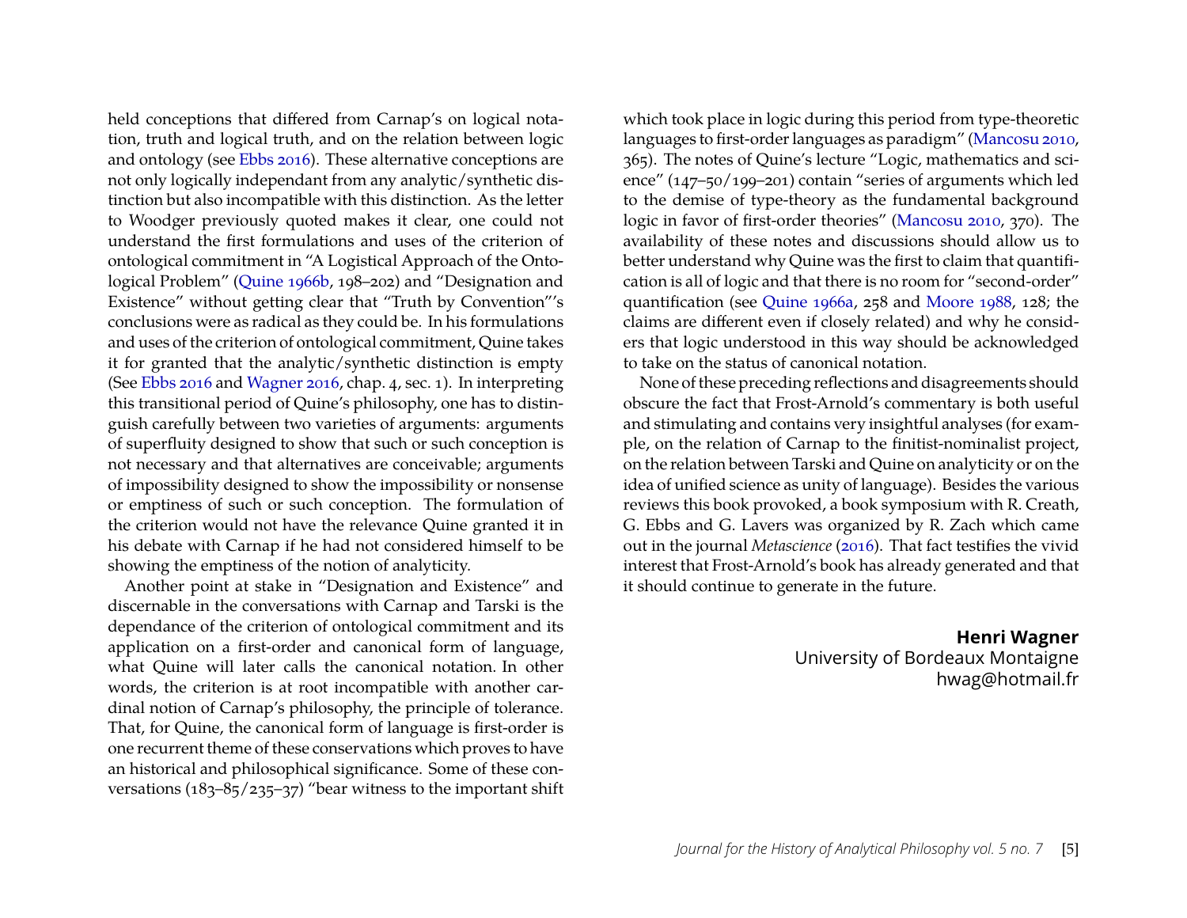held conceptions that differed from Carnap's on logical notation, truth and logical truth, and on the relation between logic and ontology (see Ebbs 2016). These alternative conceptions are not only logically independant from any analytic/synthetic distinction but also incompatible with this distinction. As the letter to Woodger previously quoted makes it clear, one could not understand the first formulations and uses of the criterion of ontological commitment in "A Logistical Approach of the Ontological Problem" (Quine 1966b, 198–202) and "Designation and Existence" without getting clear that "Truth by Convention"'s conclusions were as radical as they could be. In his formulations and uses of the criterion of ontological commitment, Quine takes it for granted that the analytic/synthetic distinction is empty (See Ebbs 2016 and Wagner 2016, chap. 4, sec. 1). In interpreting this transitional period of Quine's philosophy, one has to distinguish carefully between two varieties of arguments: arguments of superfluity designed to show that such or such conception is not necessary and that alternatives are conceivable; arguments of impossibility designed to show the impossibility or nonsense or emptiness of such or such conception. The formulation of the criterion would not have the relevance Quine granted it in his debate with Carnap if he had not considered himself to be showing the emptiness of the notion of analyticity.

Another point at stake in "Designation and Existence" and discernable in the conversations with Carnap and Tarski is the dependance of the criterion of ontological commitment and its application on a first-order and canonical form of language, what Quine will later calls the canonical notation. In other words, the criterion is at root incompatible with another cardinal notion of Carnap's philosophy, the principle of tolerance. That, for Quine, the canonical form of language is first-order is one recurrent theme of these conservations which proves to have an historical and philosophical significance. Some of these conversations (183–85/235–37) "bear witness to the important shift which took place in logic during this period from type-theoretic languages to first-order languages as paradigm" (Mancosu 2010, 365). The notes of Quine's lecture "Logic, mathematics and science" (147–50/199–201) contain "series of arguments which led to the demise of type-theory as the fundamental background logic in favor of first-order theories" (Mancosu 2010, 370). The availability of these notes and discussions should allow us to better understand why Quine was the first to claim that quantification is all of logic and that there is no room for "second-order" quantification (see Quine 1966a, 258 and Moore 1988, 128; the claims are different even if closely related) and why he considers that logic understood in this way should be acknowledged to take on the status of canonical notation.

None of these preceding reflections and disagreements should obscure the fact that Frost-Arnold's commentary is both useful and stimulating and contains very insightful analyses (for example, on the relation of Carnap to the finitist-nominalist project, on the relation between Tarski and Quine on analyticity or on the idea of unified science as unity of language). Besides the various reviews this book provoked, a book symposium with R. Creath, G. Ebbs and G. Lavers was organized by R. Zach which came out in the journal *Metascience* (2016). That fact testifies the vivid interest that Frost-Arnold's book has already generated and that it should continue to generate in the future.

**Henri Wagner**
University of Bordeaux Montaigne
hwag@hotmail.fr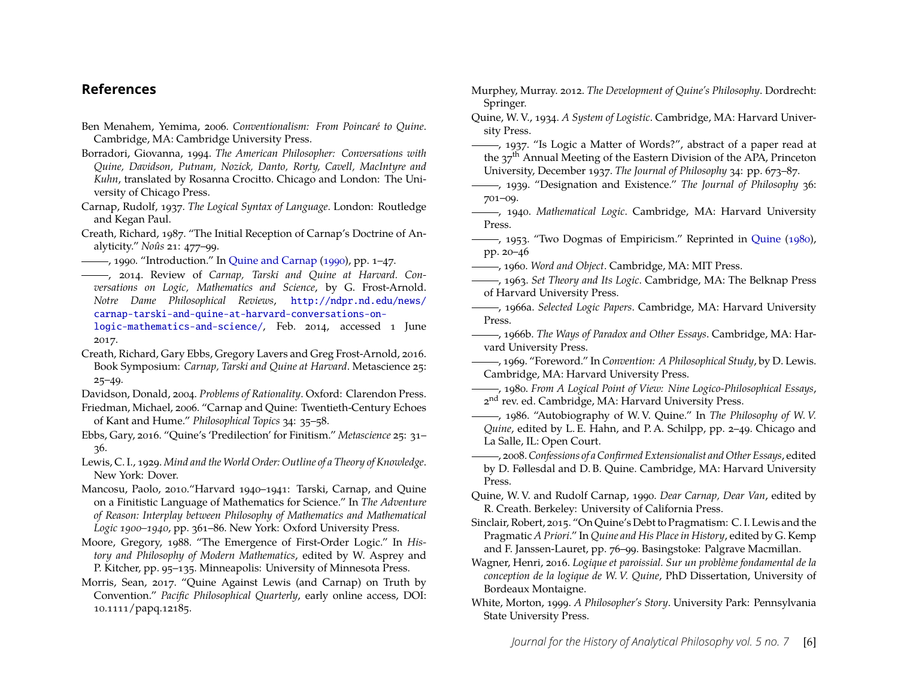## References

Ben Menahem, Yemima, 2006. *Conventionalism: From Poincaré to Quine*. Cambridge, MA: Cambridge University Press.

Borradori, Giovanna, 1994. *The American Philosopher: Conversations with Quine, Davidson, Putnam, Nozick, Danto, Rorty, Cavell, MacIntyre and Kuhn*, translated by Rosanna Crocitto. Chicago and London: The University of Chicago Press.

Carnap, Rudolf, 1937. *The Logical Syntax of Language*. London: Routledge and Kegan Paul.

Creath, Richard, 1987. "The Initial Reception of Carnap's Doctrine of Analyticity." *Noûs* 21: 477–99.

———, 1990. "Introduction." In Quine and Carnap (1990), pp. 1–47.

———, 2014. Review of *Carnap, Tarski and Quine at Harvard. Conversations on Logic, Mathematics and Science*, by G. Frost-Arnold. *Notre Dame Philosophical Reviews*, http://ndpr.nd.edu/news/carnap-tarski-and-quine-at-harvard-conversations-on-logic-mathematics-and-science/, Feb. 2014, accessed 1 June 2017.

Creath, Richard, Gary Ebbs, Gregory Lavers and Greg Frost-Arnold, 2016. Book Symposium: *Carnap, Tarski and Quine at Harvard*. Metascience 25: 25–49.

Davidson, Donald, 2004. *Problems of Rationality*. Oxford: Clarendon Press.

Friedman, Michael, 2006. "Carnap and Quine: Twentieth-Century Echoes of Kant and Hume." *Philosophical Topics* 34: 35–58.

Ebbs, Gary, 2016. "Quine's 'Predilection' for Finitism." *Metascience* 25: 31–36.

Lewis, C. I., 1929. *Mind and the World Order: Outline of a Theory of Knowledge*. New York: Dover.

Mancosu, Paolo, 2010."Harvard 1940–1941: Tarski, Carnap, and Quine on a Finitistic Language of Mathematics for Science." In *The Adventure of Reason: Interplay between Philosophy of Mathematics and Mathematical Logic 1900–1940*, pp. 361–86. New York: Oxford University Press.

Moore, Gregory, 1988. "The Emergence of First-Order Logic." In *History and Philosophy of Modern Mathematics*, edited by W. Asprey and P. Kitcher, pp. 95–135. Minneapolis: University of Minnesota Press.

Morris, Sean, 2017. "Quine Against Lewis (and Carnap) on Truth by Convention." *Pacific Philosophical Quarterly*, early online access, DOI: 10.1111/papq.12185.

Murphey, Murray. 2012. *The Development of Quine's Philosophy*. Dordrecht: Springer.

Quine, W. V., 1934. *A System of Logistic*. Cambridge, MA: Harvard University Press.

———, 1937. "Is Logic a Matter of Words?", abstract of a paper read at the 37th Annual Meeting of the Eastern Division of the APA, Princeton University, December 1937. *The Journal of Philosophy* 34: pp. 673–87.

———, 1939. "Designation and Existence." *The Journal of Philosophy* 36: 701–09.

———, 1940. *Mathematical Logic*. Cambridge, MA: Harvard University Press.

———, 1953. "Two Dogmas of Empiricism." Reprinted in Quine (1980), pp. 20–46

———, 1960. *Word and Object*. Cambridge, MA: MIT Press.

———, 1963. *Set Theory and Its Logic*. Cambridge, MA: The Belknap Press of Harvard University Press.

———, 1966a. *Selected Logic Papers*. Cambridge, MA: Harvard University Press.

———, 1966b. *The Ways of Paradox and Other Essays*. Cambridge, MA: Harvard University Press.

———, 1969. "Foreword." In *Convention: A Philosophical Study*, by D. Lewis. Cambridge, MA: Harvard University Press.

———, 1980. *From A Logical Point of View: Nine Logico-Philosophical Essays*, 2nd rev. ed. Cambridge, MA: Harvard University Press.

———, 1986. "Autobiography of W. V. Quine." In *The Philosophy of W. V. Quine*, edited by L. E. Hahn, and P. A. Schilpp, pp. 2–49. Chicago and La Salle, IL: Open Court.

———, 2008. *Confessions of a Confirmed Extensionalist and Other Essays*, edited by D. Føllesdal and D. B. Quine. Cambridge, MA: Harvard University Press.

Quine, W. V. and Rudolf Carnap, 1990. *Dear Carnap, Dear Van*, edited by R. Creath. Berkeley: University of California Press.

Sinclair, Robert, 2015. "On Quine's Debt to Pragmatism: C. I. Lewis and the Pragmatic *A Priori*." In *Quine and His Place in History*, edited by G. Kemp and F. Janssen-Lauret, pp. 76–99. Basingstoke: Palgrave Macmillan.

Wagner, Henri, 2016. *Logique et paroissial. Sur un problème fondamental de la conception de la logique de W. V. Quine*, PhD Dissertation, University of Bordeaux Montaigne.

White, Morton, 1999. *A Philosopher's Story*. University Park: Pennsylvania State University Press.